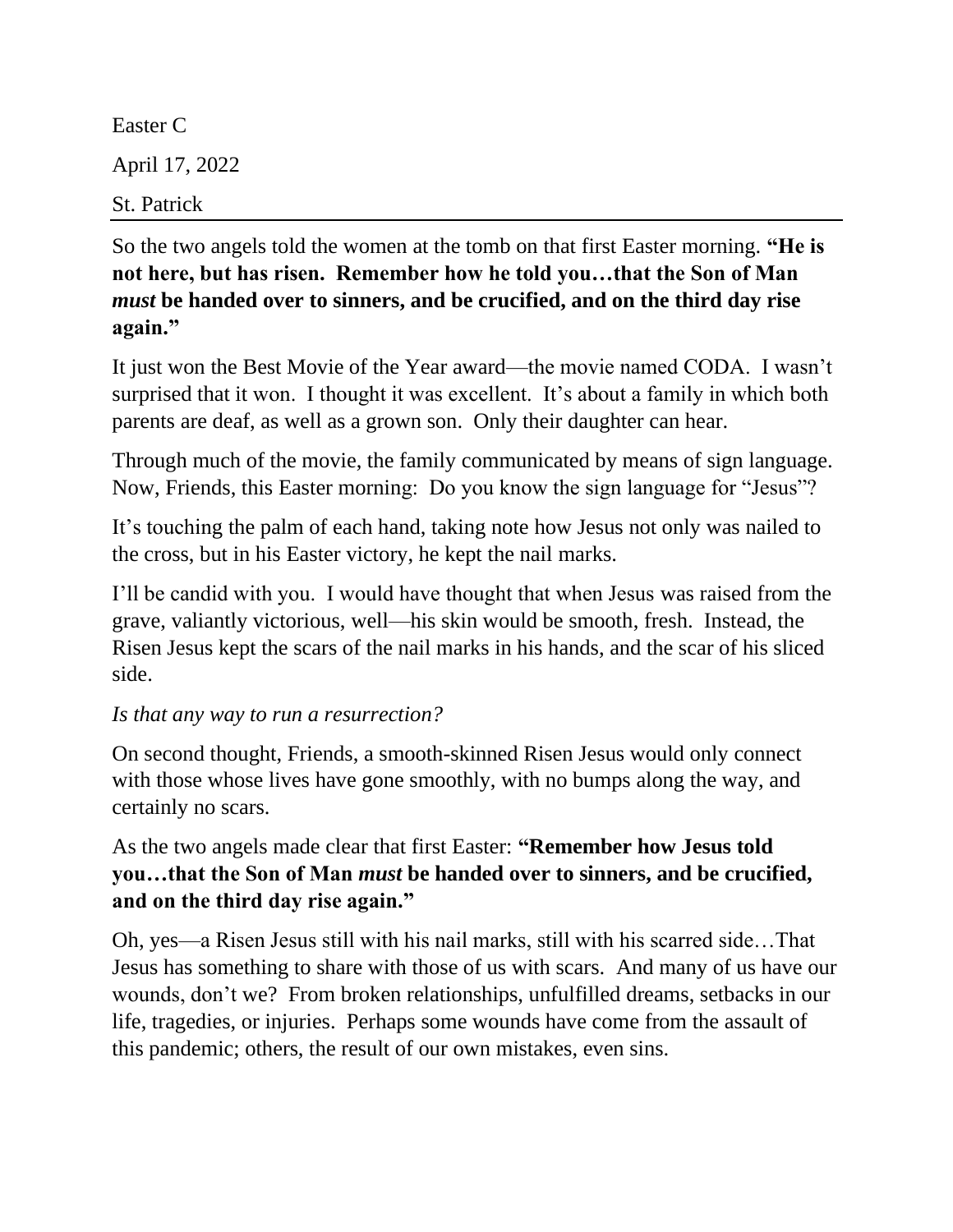Easter C

April 17, 2022

St. Patrick

---

So the two angels told the women at the tomb on that first Easter morning. **"He is not here, but has risen. Remember how he told you…that the Son of Man *must* be handed over to sinners, and be crucified, and on the third day rise again."**

It just won the Best Movie of the Year award—the movie named CODA. I wasn't surprised that it won. I thought it was excellent. It's about a family in which both parents are deaf, as well as a grown son. Only their daughter can hear.

Through much of the movie, the family communicated by means of sign language. Now, Friends, this Easter morning: Do you know the sign language for "Jesus"?

It's touching the palm of each hand, taking note how Jesus not only was nailed to the cross, but in his Easter victory, he kept the nail marks.

I'll be candid with you. I would have thought that when Jesus was raised from the grave, valiantly victorious, well—his skin would be smooth, fresh. Instead, the Risen Jesus kept the scars of the nail marks in his hands, and the scar of his sliced side.

*Is that any way to run a resurrection?*

On second thought, Friends, a smooth-skinned Risen Jesus would only connect with those whose lives have gone smoothly, with no bumps along the way, and certainly no scars.

As the two angels made clear that first Easter: **"Remember how Jesus told you…that the Son of Man *must* be handed over to sinners, and be crucified, and on the third day rise again."**

Oh, yes—a Risen Jesus still with his nail marks, still with his scarred side…That Jesus has something to share with those of us with scars. And many of us have our wounds, don't we? From broken relationships, unfulfilled dreams, setbacks in our life, tragedies, or injuries. Perhaps some wounds have come from the assault of this pandemic; others, the result of our own mistakes, even sins.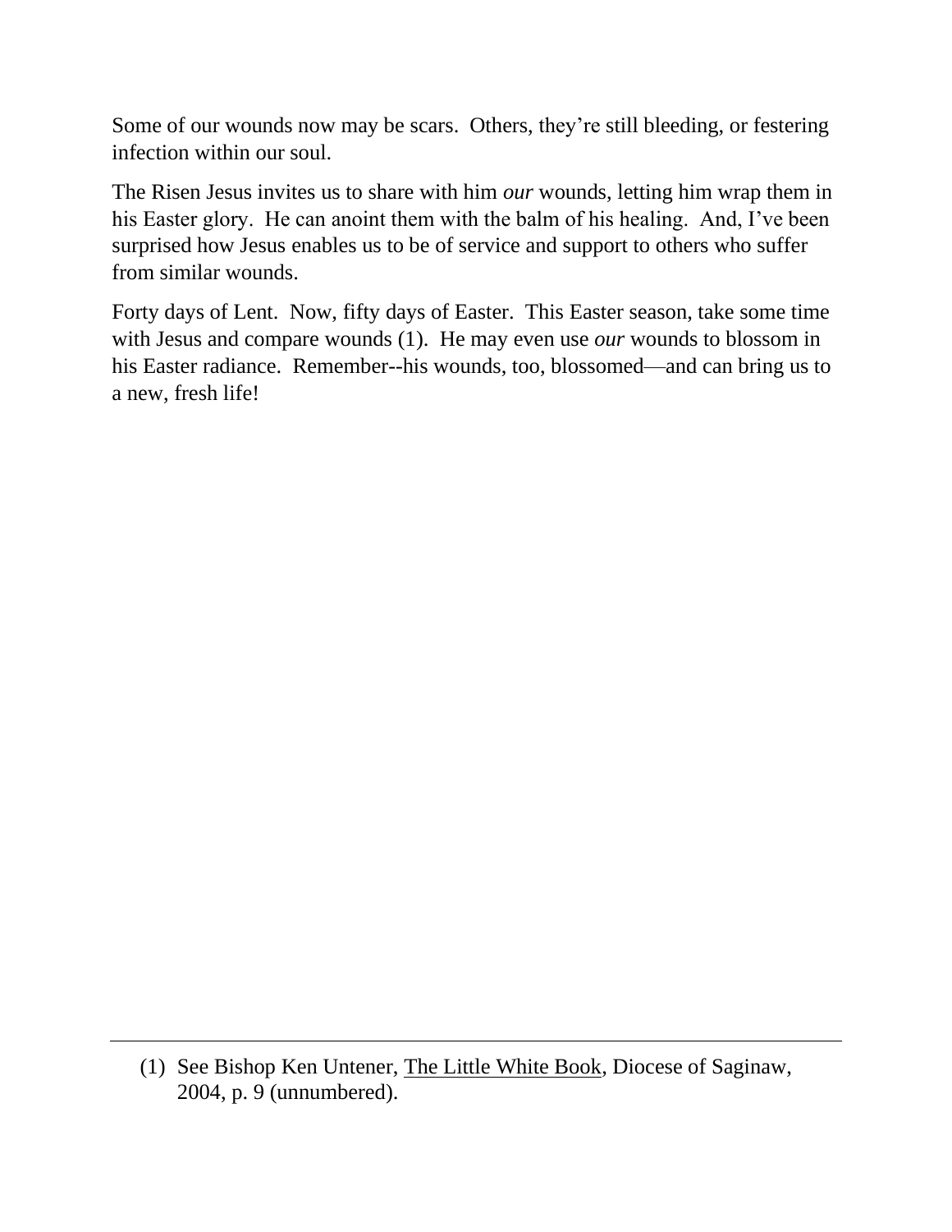Some of our wounds now may be scars. Others, they're still bleeding, or festering infection within our soul.

The Risen Jesus invites us to share with him *our* wounds, letting him wrap them in his Easter glory. He can anoint them with the balm of his healing. And, I've been surprised how Jesus enables us to be of service and support to others who suffer from similar wounds.

Forty days of Lent. Now, fifty days of Easter. This Easter season, take some time with Jesus and compare wounds (1). He may even use *our* wounds to blossom in his Easter radiance. Remember--his wounds, too, blossomed—and can bring us to a new, fresh life!

---

(1) See Bishop Ken Untener, The Little White Book, Diocese of Saginaw, 2004, p. 9 (unnumbered).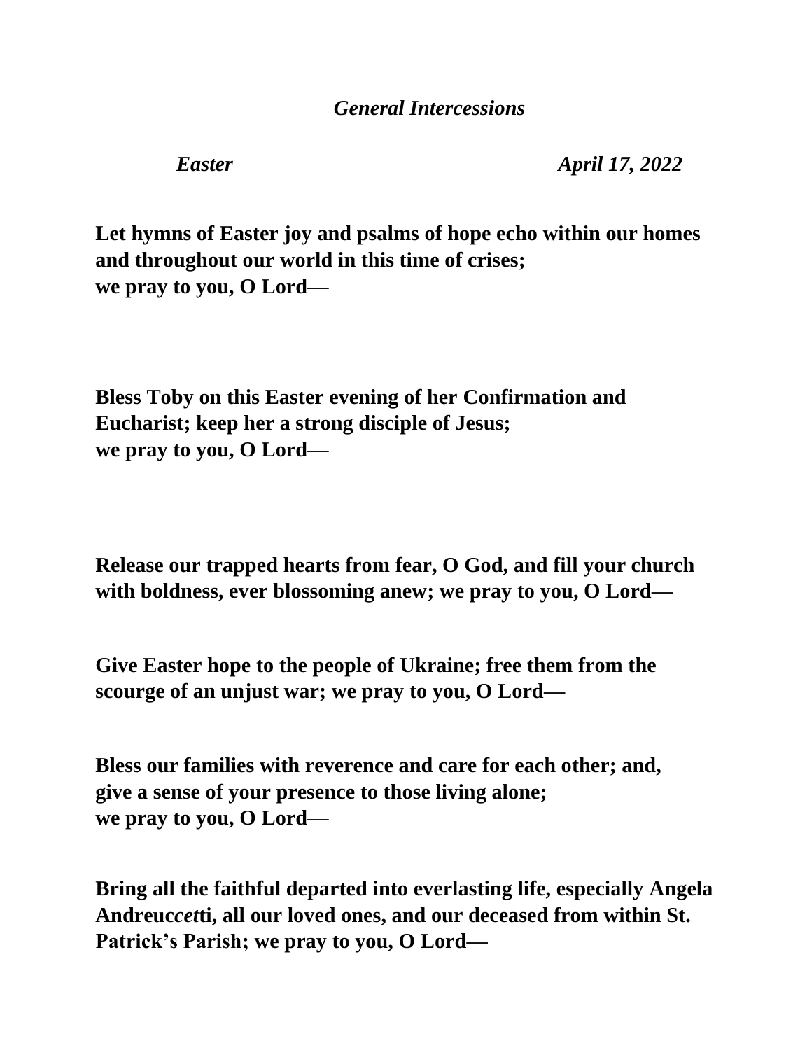*General Intercessions*

*Easter* *April 17, 2022*

**Let hymns of Easter joy and psalms of hope echo within our homes and throughout our world in this time of crises;
we pray to you, O Lord—**

**Bless Toby on this Easter evening of her Confirmation and Eucharist; keep her a strong disciple of Jesus;
we pray to you, O Lord—**

**Release our trapped hearts from fear, O God, and fill your church with boldness, ever blossoming anew; we pray to you, O Lord—**

**Give Easter hope to the people of Ukraine; free them from the scourge of an unjust war; we pray to you, O Lord—**

**Bless our families with reverence and care for each other; and, give a sense of your presence to those living alone;
we pray to you, O Lord—**

**Bring all the faithful departed into everlasting life, especially Angela Andreuc*cet*ti, all our loved ones, and our deceased from within St. Patrick's Parish; we pray to you, O Lord—**